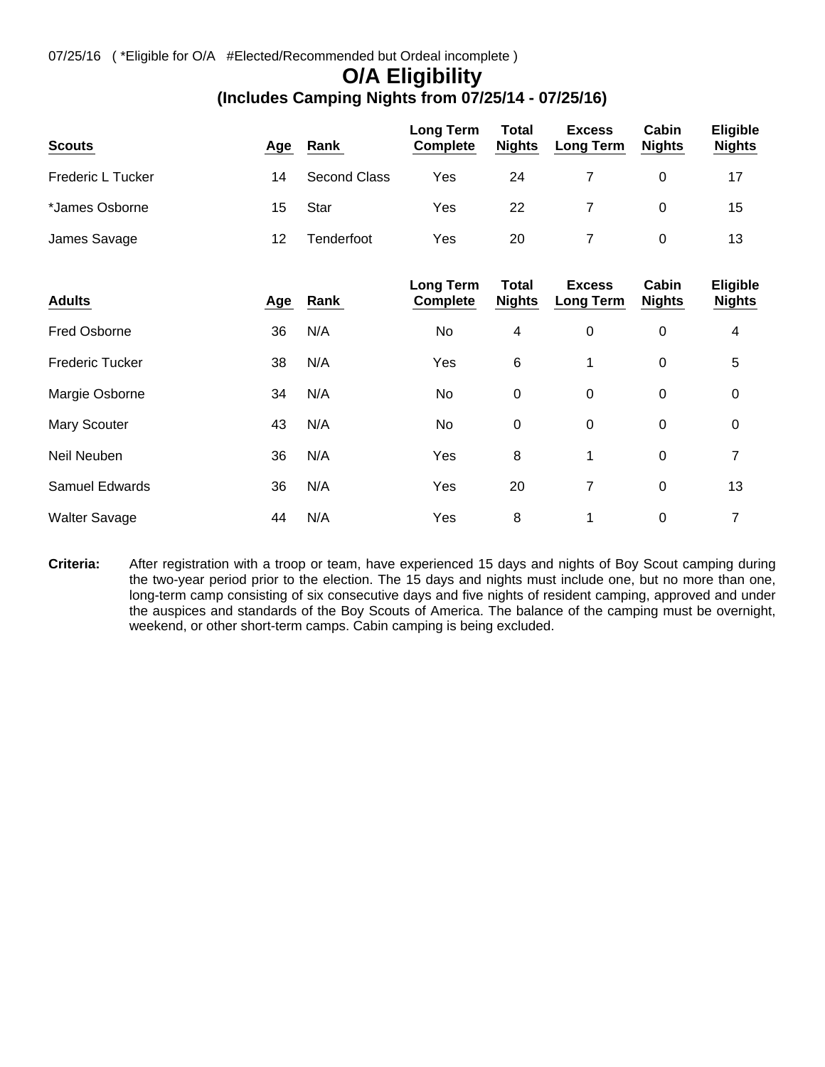07/25/16 ( *Eligible for O/A #Elected/Recommended but Ordeal incomplete )

# O/A Eligibility

## (Includes Camping Nights from 07/25/14 - 07/25/16)

| Scouts | Age | Rank | Long Term Complete | Total Nights | Excess Long Term | Cabin Nights | Eligible Nights |
|---|---|---|---|---|---|---|---|
| Frederic L Tucker | 14 | Second Class | Yes | 24 | 7 | 0 | 17 |
| *James Osborne | 15 | Star | Yes | 22 | 7 | 0 | 15 |
| James Savage | 12 | Tenderfoot | Yes | 20 | 7 | 0 | 13 |

| Adults | Age | Rank | Long Term Complete | Total Nights | Excess Long Term | Cabin Nights | Eligible Nights |
|---|---|---|---|---|---|---|---|
| Fred Osborne | 36 | N/A | No | 4 | 0 | 0 | 4 |
| Frederic Tucker | 38 | N/A | Yes | 6 | 1 | 0 | 5 |
| Margie Osborne | 34 | N/A | No | 0 | 0 | 0 | 0 |
| Mary Scouter | 43 | N/A | No | 0 | 0 | 0 | 0 |
| Neil Neuben | 36 | N/A | Yes | 8 | 1 | 0 | 7 |
| Samuel Edwards | 36 | N/A | Yes | 20 | 7 | 0 | 13 |
| Walter Savage | 44 | N/A | Yes | 8 | 1 | 0 | 7 |

**Criteria:** After registration with a troop or team, have experienced 15 days and nights of Boy Scout camping during the two-year period prior to the election. The 15 days and nights must include one, but no more than one, long-term camp consisting of six consecutive days and five nights of resident camping, approved and under the auspices and standards of the Boy Scouts of America. The balance of the camping must be overnight, weekend, or other short-term camps. Cabin camping is being excluded.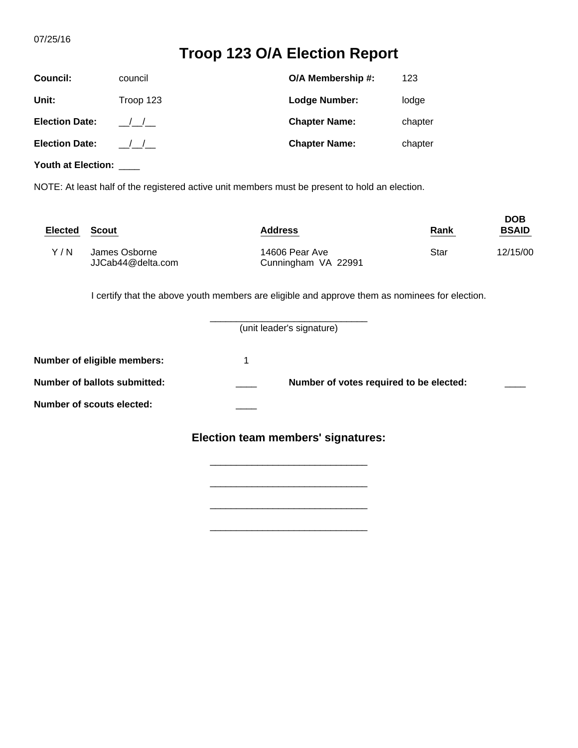07/25/16

# Troop 123 O/A Election Report

| | | | |
|---|---|---|---|
| **Council:** | council | **O/A Membership #:** | 123 |
| **Unit:** | Troop 123 | **Lodge Number:** | lodge |
| **Election Date:** | \_\_/\_\_/\_\_ | **Chapter Name:** | chapter |
| **Election Date:** | \_\_/\_\_/\_\_ | **Chapter Name:** | chapter |

**Youth at Election:** \_\_\_\_

NOTE: At least half of the registered active unit members must be present to hold an election.

| Elected | Scout | Address | Rank | DOB BSAID |
|---|---|---|---|---|
| Y / N | James Osborne<br>JJCab44@delta.com | 14606 Pear Ave<br>Cunningham VA 22991 | Star | 12/15/00 |

I certify that the above youth members are eligible and approve them as nominees for election.

\_\_\_\_\_\_\_\_\_\_\_\_\_\_\_\_\_\_\_\_\_\_\_\_\_\_\_\_\_\_
(unit leader's signature)

| | | | |
|---|---|---|---|
| **Number of eligible members:** | 1 | | |
| **Number of ballots submitted:** | \_\_\_\_ | **Number of votes required to be elected:** | \_\_\_\_ |
| **Number of scouts elected:** | \_\_\_\_ | | |

## Election team members' signatures:

\_\_\_\_\_\_\_\_\_\_\_\_\_\_\_\_\_\_\_\_\_\_\_\_\_\_\_\_\_\_

\_\_\_\_\_\_\_\_\_\_\_\_\_\_\_\_\_\_\_\_\_\_\_\_\_\_\_\_\_\_

\_\_\_\_\_\_\_\_\_\_\_\_\_\_\_\_\_\_\_\_\_\_\_\_\_\_\_\_\_\_

\_\_\_\_\_\_\_\_\_\_\_\_\_\_\_\_\_\_\_\_\_\_\_\_\_\_\_\_\_\_